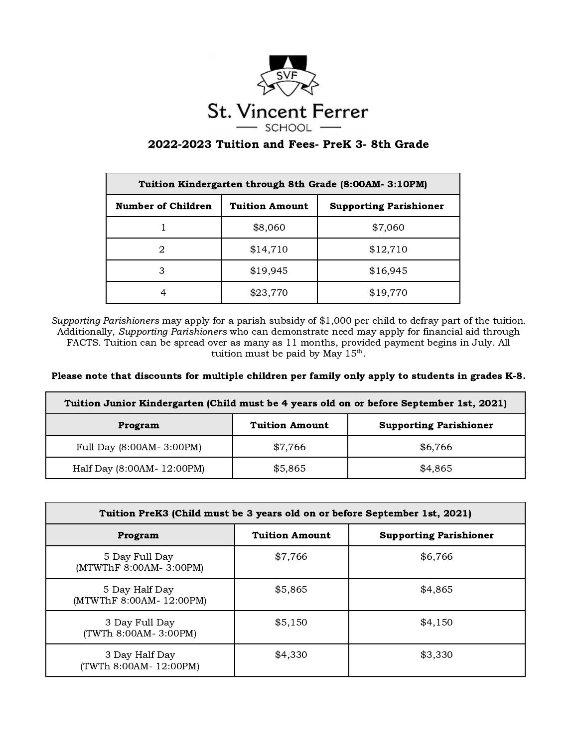St. Vincent Ferrer
SCHOOL

## 2022-2023 Tuition and Fees- PreK 3- 8th Grade

| Tuition Kindergarten through 8th Grade (8:00AM- 3:10PM) | | |
|---|---|---|
| **Number of Children** | **Tuition Amount** | **Supporting Parishioner** |
| 1 | $8,060 | $7,060 |
| 2 | $14,710 | $12,710 |
| 3 | $19,945 | $16,945 |
| 4 | $23,770 | $19,770 |

*Supporting Parishioners* may apply for a parish subsidy of $1,000 per child to defray part of the tuition. Additionally, *Supporting Parishioners* who can demonstrate need may apply for financial aid through FACTS. Tuition can be spread over as many as 11 months, provided payment begins in July. All tuition must be paid by May 15th.

**Please note that discounts for multiple children per family only apply to students in grades K-8.**

| Tuition Junior Kindergarten (Child must be 4 years old on or before September 1st, 2021) | | |
|---|---|---|
| **Program** | **Tuition Amount** | **Supporting Parishioner** |
| Full Day (8:00AM- 3:00PM) | $7,766 | $6,766 |
| Half Day (8:00AM- 12:00PM) | $5,865 | $4,865 |

| Tuition PreK3 (Child must be 3 years old on or before September 1st, 2021) | | |
|---|---|---|
| **Program** | **Tuition Amount** | **Supporting Parishioner** |
| 5 Day Full Day (MTWThF 8:00AM- 3:00PM) | $7,766 | $6,766 |
| 5 Day Half Day (MTWThF 8:00AM- 12:00PM) | $5,865 | $4,865 |
| 3 Day Full Day (TWTh 8:00AM- 3:00PM) | $5,150 | $4,150 |
| 3 Day Half Day (TWTh 8:00AM- 12:00PM) | $4,330 | $3,330 |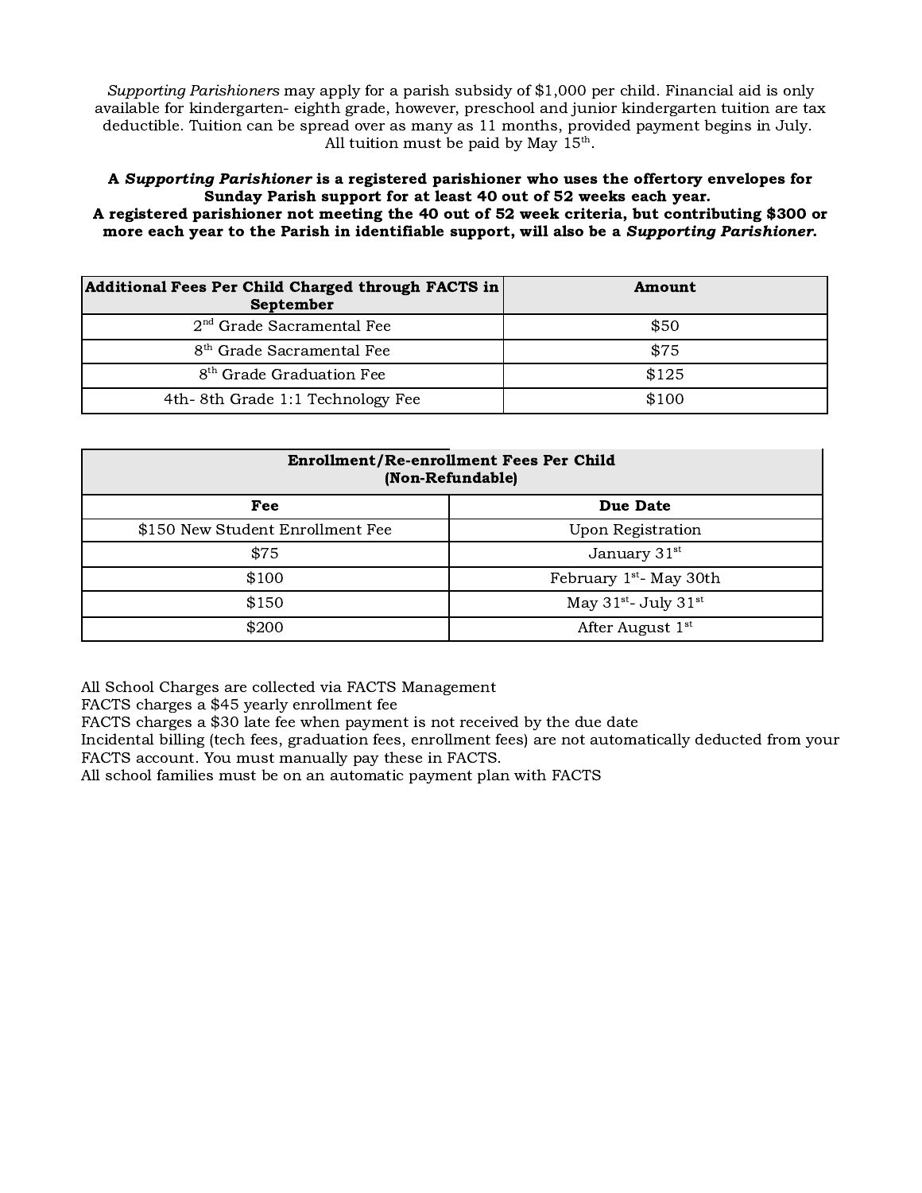*Supporting Parishioners* may apply for a parish subsidy of $1,000 per child. Financial aid is only available for kindergarten- eighth grade, however, preschool and junior kindergarten tuition are tax deductible. Tuition can be spread over as many as 11 months, provided payment begins in July. All tuition must be paid by May 15th.

**A *Supporting Parishioner* is a registered parishioner who uses the offertory envelopes for Sunday Parish support for at least 40 out of 52 weeks each year.**
**A registered parishioner not meeting the 40 out of 52 week criteria, but contributing $300 or more each year to the Parish in identifiable support, will also be a *Supporting Parishioner*.**

| Additional Fees Per Child Charged through FACTS in September | Amount |
|---|---|
| 2nd Grade Sacramental Fee | $50 |
| 8th Grade Sacramental Fee | $75 |
| 8th Grade Graduation Fee | $125 |
| 4th- 8th Grade 1:1 Technology Fee | $100 |

| Enrollment/Re-enrollment Fees Per Child (Non-Refundable) | |
|---|---|
| **Fee** | **Due Date** |
| $150 New Student Enrollment Fee | Upon Registration |
| $75 | January 31st |
| $100 | February 1st- May 30th |
| $150 | May 31st- July 31st |
| $200 | After August 1st |

All School Charges are collected via FACTS Management
FACTS charges a $45 yearly enrollment fee
FACTS charges a $30 late fee when payment is not received by the due date
Incidental billing (tech fees, graduation fees, enrollment fees) are not automatically deducted from your FACTS account. You must manually pay these in FACTS.
All school families must be on an automatic payment plan with FACTS